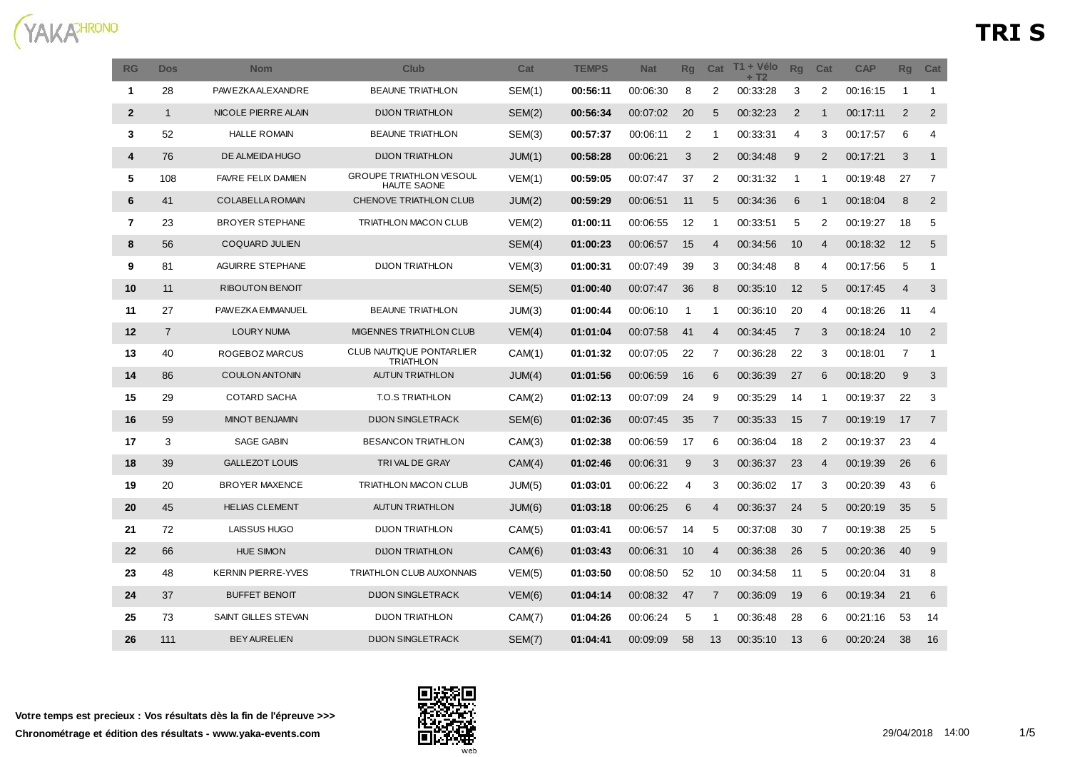# TRI S

| RG | Dos | Nom | Club | Cat | TEMPS | Nat | Rg | Cat | T1 + Vélo + T2 | Rg | Cat | CAP | Rg | Cat |
|---|---|---|---|---|---|---|---|---|---|---|---|---|---|---|
| 1 | 28 | PAWEZKA ALEXANDRE | BEAUNE TRIATHLON | SEM(1) | **00:56:11** | 00:06:30 | 8 | 2 | 00:33:28 | 3 | 2 | 00:16:15 | 1 | 1 |
| 2 | 1 | NICOLE PIERRE ALAIN | DIJON TRIATHLON | SEM(2) | **00:56:34** | 00:07:02 | 20 | 5 | 00:32:23 | 2 | 1 | 00:17:11 | 2 | 2 |
| 3 | 52 | HALLE ROMAIN | BEAUNE TRIATHLON | SEM(3) | **00:57:37** | 00:06:11 | 2 | 1 | 00:33:31 | 4 | 3 | 00:17:57 | 6 | 4 |
| 4 | 76 | DE ALMEIDA HUGO | DIJON TRIATHLON | JUM(1) | **00:58:28** | 00:06:21 | 3 | 2 | 00:34:48 | 9 | 2 | 00:17:21 | 3 | 1 |
| 5 | 108 | FAVRE FELIX DAMIEN | GROUPE TRIATHLON VESOUL HAUTE SAONE | VEM(1) | **00:59:05** | 00:07:47 | 37 | 2 | 00:31:32 | 1 | 1 | 00:19:48 | 27 | 7 |
| 6 | 41 | COLABELLA ROMAIN | CHENOVE TRIATHLON CLUB | JUM(2) | **00:59:29** | 00:06:51 | 11 | 5 | 00:34:36 | 6 | 1 | 00:18:04 | 8 | 2 |
| 7 | 23 | BROYER STEPHANE | TRIATHLON MACON CLUB | VEM(2) | **01:00:11** | 00:06:55 | 12 | 1 | 00:33:51 | 5 | 2 | 00:19:27 | 18 | 5 |
| 8 | 56 | COQUARD JULIEN | | SEM(4) | **01:00:23** | 00:06:57 | 15 | 4 | 00:34:56 | 10 | 4 | 00:18:32 | 12 | 5 |
| 9 | 81 | AGUIRRE STEPHANE | DIJON TRIATHLON | VEM(3) | **01:00:31** | 00:07:49 | 39 | 3 | 00:34:48 | 8 | 4 | 00:17:56 | 5 | 1 |
| 10 | 11 | RIBOUTON BENOIT | | SEM(5) | **01:00:40** | 00:07:47 | 36 | 8 | 00:35:10 | 12 | 5 | 00:17:45 | 4 | 3 |
| 11 | 27 | PAWEZKA EMMANUEL | BEAUNE TRIATHLON | JUM(3) | **01:00:44** | 00:06:10 | 1 | 1 | 00:36:10 | 20 | 4 | 00:18:26 | 11 | 4 |
| 12 | 7 | LOURY NUMA | MIGENNES TRIATHLON CLUB | VEM(4) | **01:01:04** | 00:07:58 | 41 | 4 | 00:34:45 | 7 | 3 | 00:18:24 | 10 | 2 |
| 13 | 40 | ROGEBOZ MARCUS | CLUB NAUTIQUE PONTARLIER TRIATHLON | CAM(1) | **01:01:32** | 00:07:05 | 22 | 7 | 00:36:28 | 22 | 3 | 00:18:01 | 7 | 1 |
| 14 | 86 | COULON ANTONIN | AUTUN TRIATHLON | JUM(4) | **01:01:56** | 00:06:59 | 16 | 6 | 00:36:39 | 27 | 6 | 00:18:20 | 9 | 3 |
| 15 | 29 | COTARD SACHA | T.O.S TRIATHLON | CAM(2) | **01:02:13** | 00:07:09 | 24 | 9 | 00:35:29 | 14 | 1 | 00:19:37 | 22 | 3 |
| 16 | 59 | MINOT BENJAMIN | DIJON SINGLETRACK | SEM(6) | **01:02:36** | 00:07:45 | 35 | 7 | 00:35:33 | 15 | 7 | 00:19:19 | 17 | 7 |
| 17 | 3 | SAGE GABIN | BESANCON TRIATHLON | CAM(3) | **01:02:38** | 00:06:59 | 17 | 6 | 00:36:04 | 18 | 2 | 00:19:37 | 23 | 4 |
| 18 | 39 | GALLEZOT LOUIS | TRI VAL DE GRAY | CAM(4) | **01:02:46** | 00:06:31 | 9 | 3 | 00:36:37 | 23 | 4 | 00:19:39 | 26 | 6 |
| 19 | 20 | BROYER MAXENCE | TRIATHLON MACON CLUB | JUM(5) | **01:03:01** | 00:06:22 | 4 | 3 | 00:36:02 | 17 | 3 | 00:20:39 | 43 | 6 |
| 20 | 45 | HELIAS CLEMENT | AUTUN TRIATHLON | JUM(6) | **01:03:18** | 00:06:25 | 6 | 4 | 00:36:37 | 24 | 5 | 00:20:19 | 35 | 5 |
| 21 | 72 | LAISSUS HUGO | DIJON TRIATHLON | CAM(5) | **01:03:41** | 00:06:57 | 14 | 5 | 00:37:08 | 30 | 7 | 00:19:38 | 25 | 5 |
| 22 | 66 | HUE SIMON | DIJON TRIATHLON | CAM(6) | **01:03:43** | 00:06:31 | 10 | 4 | 00:36:38 | 26 | 5 | 00:20:36 | 40 | 9 |
| 23 | 48 | KERNIN PIERRE-YVES | TRIATHLON CLUB AUXONNAIS | VEM(5) | **01:03:50** | 00:08:50 | 52 | 10 | 00:34:58 | 11 | 5 | 00:20:04 | 31 | 8 |
| 24 | 37 | BUFFET BENOIT | DIJON SINGLETRACK | VEM(6) | **01:04:14** | 00:08:32 | 47 | 7 | 00:36:09 | 19 | 6 | 00:19:34 | 21 | 6 |
| 25 | 73 | SAINT GILLES STEVAN | DIJON TRIATHLON | CAM(7) | **01:04:26** | 00:06:24 | 5 | 1 | 00:36:48 | 28 | 6 | 00:21:16 | 53 | 14 |
| 26 | 111 | BEY AURELIEN | DIJON SINGLETRACK | SEM(7) | **01:04:41** | 00:09:09 | 58 | 13 | 00:35:10 | 13 | 6 | 00:20:24 | 38 | 16 |

**Votre temps est precieux : Vos résultats dès la fin de l'épreuve >>>**

**Chronométrage et édition des résultats - www.yaka-events.com**

29/04/2018 14:00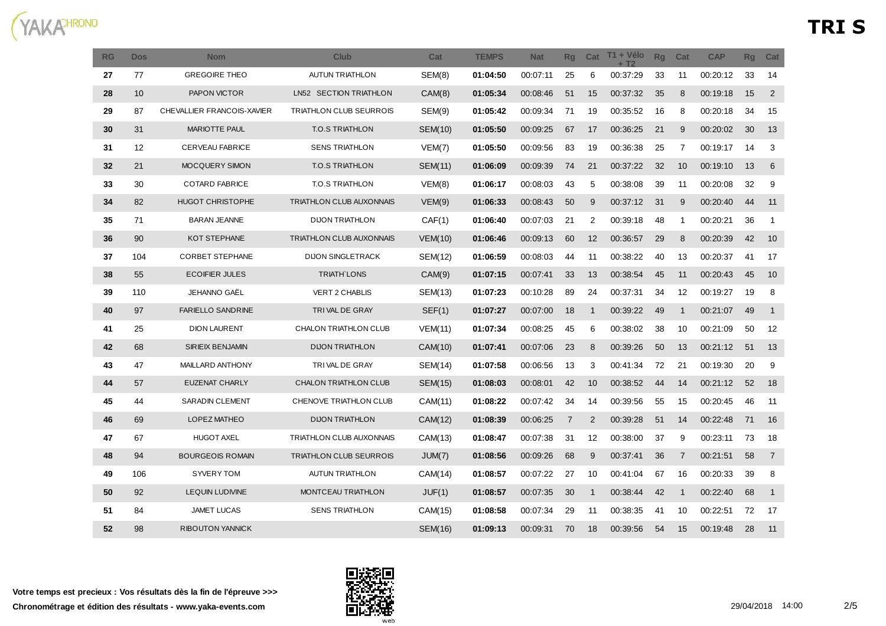# TRI S

| RG | Dos | Nom | Club | Cat | TEMPS | Nat | Rg | Cat | T1 + Vélo + T2 | Rg | Cat | CAP | Rg | Cat |
|---|---|---|---|---|---|---|---|---|---|---|---|---|---|---|
| 27 | 77 | GREGOIRE THEO | AUTUN TRIATHLON | SEM(8) | 01:04:50 | 00:07:11 | 25 | 6 | 00:37:29 | 33 | 11 | 00:20:12 | 33 | 14 |
| 28 | 10 | PAPON VICTOR | LN52 SECTION TRIATHLON | CAM(8) | 01:05:34 | 00:08:46 | 51 | 15 | 00:37:32 | 35 | 8 | 00:19:18 | 15 | 2 |
| 29 | 87 | CHEVALLIER FRANCOIS-XAVIER | TRIATHLON CLUB SEURROIS | SEM(9) | 01:05:42 | 00:09:34 | 71 | 19 | 00:35:52 | 16 | 8 | 00:20:18 | 34 | 15 |
| 30 | 31 | MARIOTTE PAUL | T.O.S TRIATHLON | SEM(10) | 01:05:50 | 00:09:25 | 67 | 17 | 00:36:25 | 21 | 9 | 00:20:02 | 30 | 13 |
| 31 | 12 | CERVEAU FABRICE | SENS TRIATHLON | VEM(7) | 01:05:50 | 00:09:56 | 83 | 19 | 00:36:38 | 25 | 7 | 00:19:17 | 14 | 3 |
| 32 | 21 | MOCQUERY SIMON | T.O.S TRIATHLON | SEM(11) | 01:06:09 | 00:09:39 | 74 | 21 | 00:37:22 | 32 | 10 | 00:19:10 | 13 | 6 |
| 33 | 30 | COTARD FABRICE | T.O.S TRIATHLON | VEM(8) | 01:06:17 | 00:08:03 | 43 | 5 | 00:38:08 | 39 | 11 | 00:20:08 | 32 | 9 |
| 34 | 82 | HUGOT CHRISTOPHE | TRIATHLON CLUB AUXONNAIS | VEM(9) | 01:06:33 | 00:08:43 | 50 | 9 | 00:37:12 | 31 | 9 | 00:20:40 | 44 | 11 |
| 35 | 71 | BARAN JEANNE | DIJON TRIATHLON | CAF(1) | 01:06:40 | 00:07:03 | 21 | 2 | 00:39:18 | 48 | 1 | 00:20:21 | 36 | 1 |
| 36 | 90 | KOT STEPHANE | TRIATHLON CLUB AUXONNAIS | VEM(10) | 01:06:46 | 00:09:13 | 60 | 12 | 00:36:57 | 29 | 8 | 00:20:39 | 42 | 10 |
| 37 | 104 | CORBET STEPHANE | DIJON SINGLETRACK | SEM(12) | 01:06:59 | 00:08:03 | 44 | 11 | 00:38:22 | 40 | 13 | 00:20:37 | 41 | 17 |
| 38 | 55 | ECOIFIER JULES | TRIATH`LONS | CAM(9) | 01:07:15 | 00:07:41 | 33 | 13 | 00:38:54 | 45 | 11 | 00:20:43 | 45 | 10 |
| 39 | 110 | JEHANNO GAËL | VERT 2 CHABLIS | SEM(13) | 01:07:23 | 00:10:28 | 89 | 24 | 00:37:31 | 34 | 12 | 00:19:27 | 19 | 8 |
| 40 | 97 | FARIELLO SANDRINE | TRI VAL DE GRAY | SEF(1) | 01:07:27 | 00:07:00 | 18 | 1 | 00:39:22 | 49 | 1 | 00:21:07 | 49 | 1 |
| 41 | 25 | DION LAURENT | CHALON TRIATHLON CLUB | VEM(11) | 01:07:34 | 00:08:25 | 45 | 6 | 00:38:02 | 38 | 10 | 00:21:09 | 50 | 12 |
| 42 | 68 | SIRIEIX BENJAMIN | DIJON TRIATHLON | CAM(10) | 01:07:41 | 00:07:06 | 23 | 8 | 00:39:26 | 50 | 13 | 00:21:12 | 51 | 13 |
| 43 | 47 | MAILLARD ANTHONY | TRI VAL DE GRAY | SEM(14) | 01:07:58 | 00:06:56 | 13 | 3 | 00:41:34 | 72 | 21 | 00:19:30 | 20 | 9 |
| 44 | 57 | EUZENAT CHARLY | CHALON TRIATHLON CLUB | SEM(15) | 01:08:03 | 00:08:01 | 42 | 10 | 00:38:52 | 44 | 14 | 00:21:12 | 52 | 18 |
| 45 | 44 | SARADIN CLEMENT | CHENOVE TRIATHLON CLUB | CAM(11) | 01:08:22 | 00:07:42 | 34 | 14 | 00:39:56 | 55 | 15 | 00:20:45 | 46 | 11 |
| 46 | 69 | LOPEZ MATHEO | DIJON TRIATHLON | CAM(12) | 01:08:39 | 00:06:25 | 7 | 2 | 00:39:28 | 51 | 14 | 00:22:48 | 71 | 16 |
| 47 | 67 | HUGOT AXEL | TRIATHLON CLUB AUXONNAIS | CAM(13) | 01:08:47 | 00:07:38 | 31 | 12 | 00:38:00 | 37 | 9 | 00:23:11 | 73 | 18 |
| 48 | 94 | BOURGEOIS ROMAIN | TRIATHLON CLUB SEURROIS | JUM(7) | 01:08:56 | 00:09:26 | 68 | 9 | 00:37:41 | 36 | 7 | 00:21:51 | 58 | 7 |
| 49 | 106 | SYVERY TOM | AUTUN TRIATHLON | CAM(14) | 01:08:57 | 00:07:22 | 27 | 10 | 00:41:04 | 67 | 16 | 00:20:33 | 39 | 8 |
| 50 | 92 | LEQUIN LUDIVINE | MONTCEAU TRIATHLON | JUF(1) | 01:08:57 | 00:07:35 | 30 | 1 | 00:38:44 | 42 | 1 | 00:22:40 | 68 | 1 |
| 51 | 84 | JAMET LUCAS | SENS TRIATHLON | CAM(15) | 01:08:58 | 00:07:34 | 29 | 11 | 00:38:35 | 41 | 10 | 00:22:51 | 72 | 17 |
| 52 | 98 | RIBOUTON YANNICK | | SEM(16) | 01:09:13 | 00:09:31 | 70 | 18 | 00:39:56 | 54 | 15 | 00:19:48 | 28 | 11 |

**Votre temps est precieux : Vos résultats dès la fin de l'épreuve >>>**

**Chronométrage et édition des résultats - www.yaka-events.com**

29/04/2018 14:00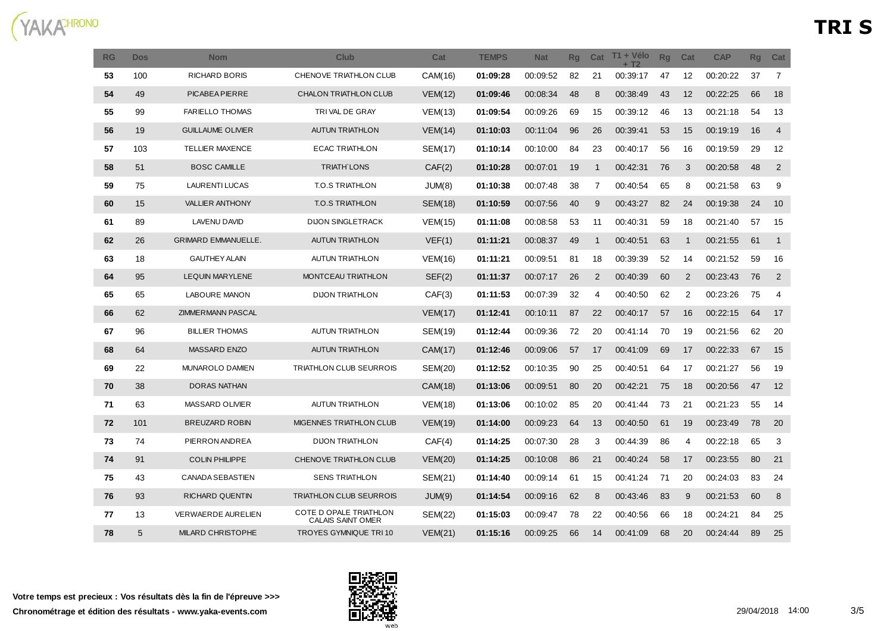# TRI S

| RG | Dos | Nom | Club | Cat | TEMPS | Nat | Rg | Cat | T1 + Vélo + T2 | Rg | Cat | CAP | Rg | Cat |
|---|---|---|---|---|---|---|---|---|---|---|---|---|---|---|
| 53 | 100 | RICHARD BORIS | CHENOVE TRIATHLON CLUB | CAM(16) | **01:09:28** | 00:09:52 | 82 | 21 | 00:39:17 | 47 | 12 | 00:20:22 | 37 | 7 |
| 54 | 49 | PICABEA PIERRE | CHALON TRIATHLON CLUB | VEM(12) | **01:09:46** | 00:08:34 | 48 | 8 | 00:38:49 | 43 | 12 | 00:22:25 | 66 | 18 |
| 55 | 99 | FARIELLO THOMAS | TRI VAL DE GRAY | VEM(13) | **01:09:54** | 00:09:26 | 69 | 15 | 00:39:12 | 46 | 13 | 00:21:18 | 54 | 13 |
| 56 | 19 | GUILLAUME OLIVIER | AUTUN TRIATHLON | VEM(14) | **01:10:03** | 00:11:04 | 96 | 26 | 00:39:41 | 53 | 15 | 00:19:19 | 16 | 4 |
| 57 | 103 | TELLIER MAXENCE | ECAC TRIATHLON | SEM(17) | **01:10:14** | 00:10:00 | 84 | 23 | 00:40:17 | 56 | 16 | 00:19:59 | 29 | 12 |
| 58 | 51 | BOSC CAMILLE | TRIATH`LONS | CAF(2) | **01:10:28** | 00:07:01 | 19 | 1 | 00:42:31 | 76 | 3 | 00:20:58 | 48 | 2 |
| 59 | 75 | LAURENTI LUCAS | T.O.S TRIATHLON | JUM(8) | **01:10:38** | 00:07:48 | 38 | 7 | 00:40:54 | 65 | 8 | 00:21:58 | 63 | 9 |
| 60 | 15 | VALLIER ANTHONY | T.O.S TRIATHLON | SEM(18) | **01:10:59** | 00:07:56 | 40 | 9 | 00:43:27 | 82 | 24 | 00:19:38 | 24 | 10 |
| 61 | 89 | LAVENU DAVID | DIJON SINGLETRACK | VEM(15) | **01:11:08** | 00:08:58 | 53 | 11 | 00:40:31 | 59 | 18 | 00:21:40 | 57 | 15 |
| 62 | 26 | GRIMARD EMMANUELLE. | AUTUN TRIATHLON | VEF(1) | **01:11:21** | 00:08:37 | 49 | 1 | 00:40:51 | 63 | 1 | 00:21:55 | 61 | 1 |
| 63 | 18 | GAUTHEY ALAIN | AUTUN TRIATHLON | VEM(16) | **01:11:21** | 00:09:51 | 81 | 18 | 00:39:39 | 52 | 14 | 00:21:52 | 59 | 16 |
| 64 | 95 | LEQUIN MARYLENE | MONTCEAU TRIATHLON | SEF(2) | **01:11:37** | 00:07:17 | 26 | 2 | 00:40:39 | 60 | 2 | 00:23:43 | 76 | 2 |
| 65 | 65 | LABOURE MANON | DIJON TRIATHLON | CAF(3) | **01:11:53** | 00:07:39 | 32 | 4 | 00:40:50 | 62 | 2 | 00:23:26 | 75 | 4 |
| 66 | 62 | ZIMMERMANN PASCAL | | VEM(17) | **01:12:41** | 00:10:11 | 87 | 22 | 00:40:17 | 57 | 16 | 00:22:15 | 64 | 17 |
| 67 | 96 | BILLIER THOMAS | AUTUN TRIATHLON | SEM(19) | **01:12:44** | 00:09:36 | 72 | 20 | 00:41:14 | 70 | 19 | 00:21:56 | 62 | 20 |
| 68 | 64 | MASSARD ENZO | AUTUN TRIATHLON | CAM(17) | **01:12:46** | 00:09:06 | 57 | 17 | 00:41:09 | 69 | 17 | 00:22:33 | 67 | 15 |
| 69 | 22 | MUNAROLO DAMIEN | TRIATHLON CLUB SEURROIS | SEM(20) | **01:12:52** | 00:10:35 | 90 | 25 | 00:40:51 | 64 | 17 | 00:21:27 | 56 | 19 |
| 70 | 38 | DORAS NATHAN | | CAM(18) | **01:13:06** | 00:09:51 | 80 | 20 | 00:42:21 | 75 | 18 | 00:20:56 | 47 | 12 |
| 71 | 63 | MASSARD OLIVIER | AUTUN TRIATHLON | VEM(18) | **01:13:06** | 00:10:02 | 85 | 20 | 00:41:44 | 73 | 21 | 00:21:23 | 55 | 14 |
| 72 | 101 | BREUZARD ROBIN | MIGENNES TRIATHLON CLUB | VEM(19) | **01:14:00** | 00:09:23 | 64 | 13 | 00:40:50 | 61 | 19 | 00:23:49 | 78 | 20 |
| 73 | 74 | PIERRON ANDREA | DIJON TRIATHLON | CAF(4) | **01:14:25** | 00:07:30 | 28 | 3 | 00:44:39 | 86 | 4 | 00:22:18 | 65 | 3 |
| 74 | 91 | COLIN PHILIPPE | CHENOVE TRIATHLON CLUB | VEM(20) | **01:14:25** | 00:10:08 | 86 | 21 | 00:40:24 | 58 | 17 | 00:23:55 | 80 | 21 |
| 75 | 43 | CANADA SEBASTIEN | SENS TRIATHLON | SEM(21) | **01:14:40** | 00:09:14 | 61 | 15 | 00:41:24 | 71 | 20 | 00:24:03 | 83 | 24 |
| 76 | 93 | RICHARD QUENTIN | TRIATHLON CLUB SEURROIS | JUM(9) | **01:14:54** | 00:09:16 | 62 | 8 | 00:43:46 | 83 | 9 | 00:21:53 | 60 | 8 |
| 77 | 13 | VERWAERDE AURELIEN | COTE D OPALE TRIATHLON CALAIS SAINT OMER | SEM(22) | **01:15:03** | 00:09:47 | 78 | 22 | 00:40:56 | 66 | 18 | 00:24:21 | 84 | 25 |
| 78 | 5 | MILARD CHRISTOPHE | TROYES GYMNIQUE TRI 10 | VEM(21) | **01:15:16** | 00:09:25 | 66 | 14 | 00:41:09 | 68 | 20 | 00:24:44 | 89 | 25 |

**Votre temps est precieux : Vos résultats dès la fin de l'épreuve >>>**

**Chronométrage et édition des résultats - www.yaka-events.com**

29/04/2018 14:00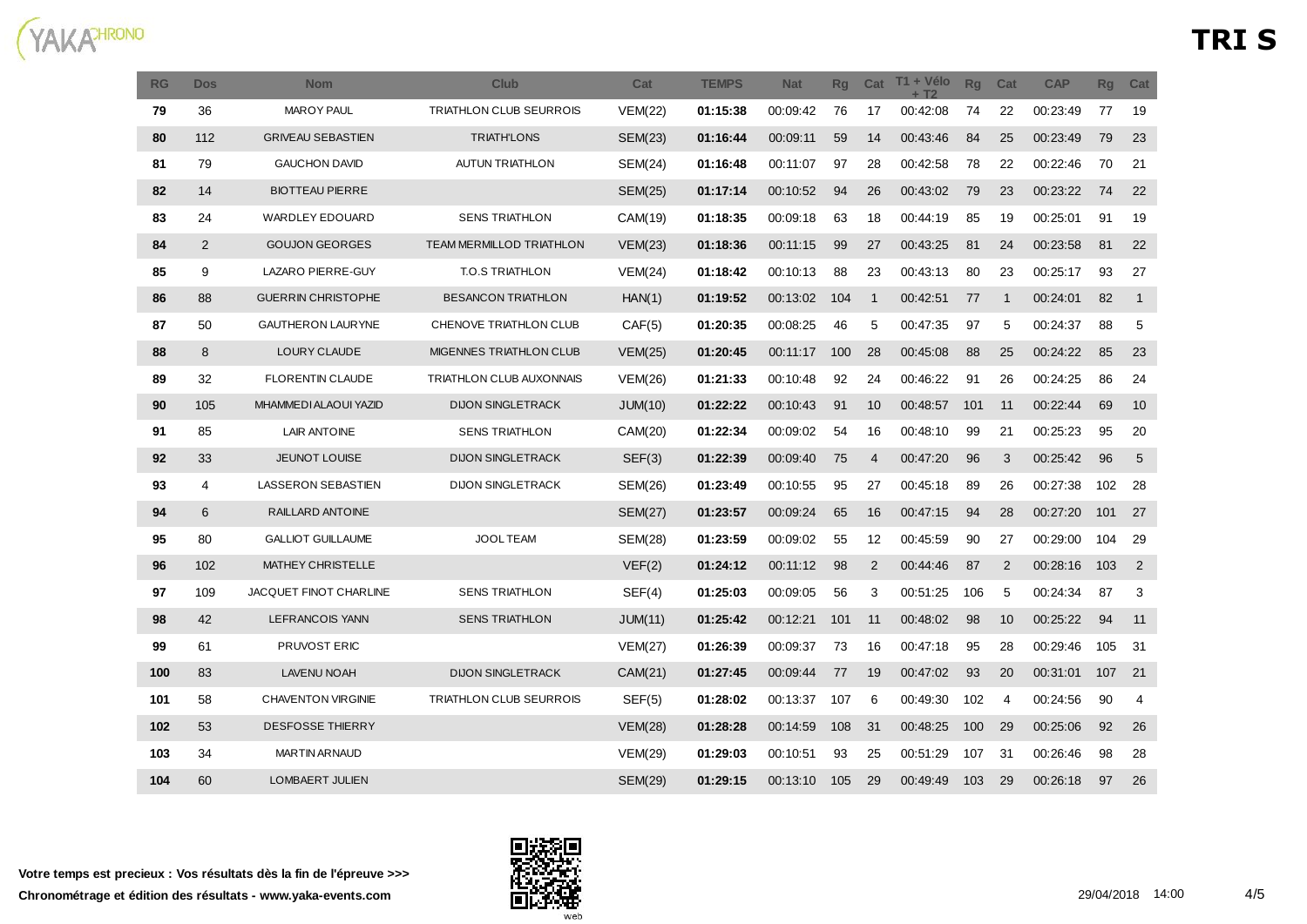# TRI S

| RG | Dos | Nom | Club | Cat | TEMPS | Nat | Rg | Cat | T1 + Vélo + T2 | Rg | Cat | CAP | Rg | Cat |
|---|---|---|---|---|---|---|---|---|---|---|---|---|---|---|
| **79** | 36 | MAROY PAUL | TRIATHLON CLUB SEURROIS | VEM(22) | **01:15:38** | 00:09:42 | 76 | 17 | 00:42:08 | 74 | 22 | 00:23:49 | 77 | 19 |
| **80** | 112 | GRIVEAU SEBASTIEN | TRIATH'LONS | SEM(23) | **01:16:44** | 00:09:11 | 59 | 14 | 00:43:46 | 84 | 25 | 00:23:49 | 79 | 23 |
| **81** | 79 | GAUCHON DAVID | AUTUN TRIATHLON | SEM(24) | **01:16:48** | 00:11:07 | 97 | 28 | 00:42:58 | 78 | 22 | 00:22:46 | 70 | 21 |
| **82** | 14 | BIOTTEAU PIERRE | | SEM(25) | **01:17:14** | 00:10:52 | 94 | 26 | 00:43:02 | 79 | 23 | 00:23:22 | 74 | 22 |
| **83** | 24 | WARDLEY EDOUARD | SENS TRIATHLON | CAM(19) | **01:18:35** | 00:09:18 | 63 | 18 | 00:44:19 | 85 | 19 | 00:25:01 | 91 | 19 |
| **84** | 2 | GOUJON GEORGES | TEAM MERMILLOD TRIATHLON | VEM(23) | **01:18:36** | 00:11:15 | 99 | 27 | 00:43:25 | 81 | 24 | 00:23:58 | 81 | 22 |
| **85** | 9 | LAZARO PIERRE-GUY | T.O.S TRIATHLON | VEM(24) | **01:18:42** | 00:10:13 | 88 | 23 | 00:43:13 | 80 | 23 | 00:25:17 | 93 | 27 |
| **86** | 88 | GUERRIN CHRISTOPHE | BESANCON TRIATHLON | HAN(1) | **01:19:52** | 00:13:02 | 104 | 1 | 00:42:51 | 77 | 1 | 00:24:01 | 82 | 1 |
| **87** | 50 | GAUTHERON LAURYNE | CHENOVE TRIATHLON CLUB | CAF(5) | **01:20:35** | 00:08:25 | 46 | 5 | 00:47:35 | 97 | 5 | 00:24:37 | 88 | 5 |
| **88** | 8 | LOURY CLAUDE | MIGENNES TRIATHLON CLUB | VEM(25) | **01:20:45** | 00:11:17 | 100 | 28 | 00:45:08 | 88 | 25 | 00:24:22 | 85 | 23 |
| **89** | 32 | FLORENTIN CLAUDE | TRIATHLON CLUB AUXONNAIS | VEM(26) | **01:21:33** | 00:10:48 | 92 | 24 | 00:46:22 | 91 | 26 | 00:24:25 | 86 | 24 |
| **90** | 105 | MHAMMEDI ALAOUI YAZID | DIJON SINGLETRACK | JUM(10) | **01:22:22** | 00:10:43 | 91 | 10 | 00:48:57 | 101 | 11 | 00:22:44 | 69 | 10 |
| **91** | 85 | LAIR ANTOINE | SENS TRIATHLON | CAM(20) | **01:22:34** | 00:09:02 | 54 | 16 | 00:48:10 | 99 | 21 | 00:25:23 | 95 | 20 |
| **92** | 33 | JEUNOT LOUISE | DIJON SINGLETRACK | SEF(3) | **01:22:39** | 00:09:40 | 75 | 4 | 00:47:20 | 96 | 3 | 00:25:42 | 96 | 5 |
| **93** | 4 | LASSERON SEBASTIEN | DIJON SINGLETRACK | SEM(26) | **01:23:49** | 00:10:55 | 95 | 27 | 00:45:18 | 89 | 26 | 00:27:38 | 102 | 28 |
| **94** | 6 | RAILLARD ANTOINE | | SEM(27) | **01:23:57** | 00:09:24 | 65 | 16 | 00:47:15 | 94 | 28 | 00:27:20 | 101 | 27 |
| **95** | 80 | GALLIOT GUILLAUME | JOOL TEAM | SEM(28) | **01:23:59** | 00:09:02 | 55 | 12 | 00:45:59 | 90 | 27 | 00:29:00 | 104 | 29 |
| **96** | 102 | MATHEY CHRISTELLE | | VEF(2) | **01:24:12** | 00:11:12 | 98 | 2 | 00:44:46 | 87 | 2 | 00:28:16 | 103 | 2 |
| **97** | 109 | JACQUET FINOT CHARLINE | SENS TRIATHLON | SEF(4) | **01:25:03** | 00:09:05 | 56 | 3 | 00:51:25 | 106 | 5 | 00:24:34 | 87 | 3 |
| **98** | 42 | LEFRANCOIS YANN | SENS TRIATHLON | JUM(11) | **01:25:42** | 00:12:21 | 101 | 11 | 00:48:02 | 98 | 10 | 00:25:22 | 94 | 11 |
| **99** | 61 | PRUVOST ERIC | | VEM(27) | **01:26:39** | 00:09:37 | 73 | 16 | 00:47:18 | 95 | 28 | 00:29:46 | 105 | 31 |
| **100** | 83 | LAVENU NOAH | DIJON SINGLETRACK | CAM(21) | **01:27:45** | 00:09:44 | 77 | 19 | 00:47:02 | 93 | 20 | 00:31:01 | 107 | 21 |
| **101** | 58 | CHAVENTON VIRGINIE | TRIATHLON CLUB SEURROIS | SEF(5) | **01:28:02** | 00:13:37 | 107 | 6 | 00:49:30 | 102 | 4 | 00:24:56 | 90 | 4 |
| **102** | 53 | DESFOSSE THIERRY | | VEM(28) | **01:28:28** | 00:14:59 | 108 | 31 | 00:48:25 | 100 | 29 | 00:25:06 | 92 | 26 |
| **103** | 34 | MARTIN ARNAUD | | VEM(29) | **01:29:03** | 00:10:51 | 93 | 25 | 00:51:29 | 107 | 31 | 00:26:46 | 98 | 28 |
| **104** | 60 | LOMBAERT JULIEN | | SEM(29) | **01:29:15** | 00:13:10 | 105 | 29 | 00:49:49 | 103 | 29 | 00:26:18 | 97 | 26 |

**Votre temps est precieux : Vos résultats dès la fin de l'épreuve >>>**

**Chronométrage et édition des résultats - www.yaka-events.com**

29/04/2018 14:00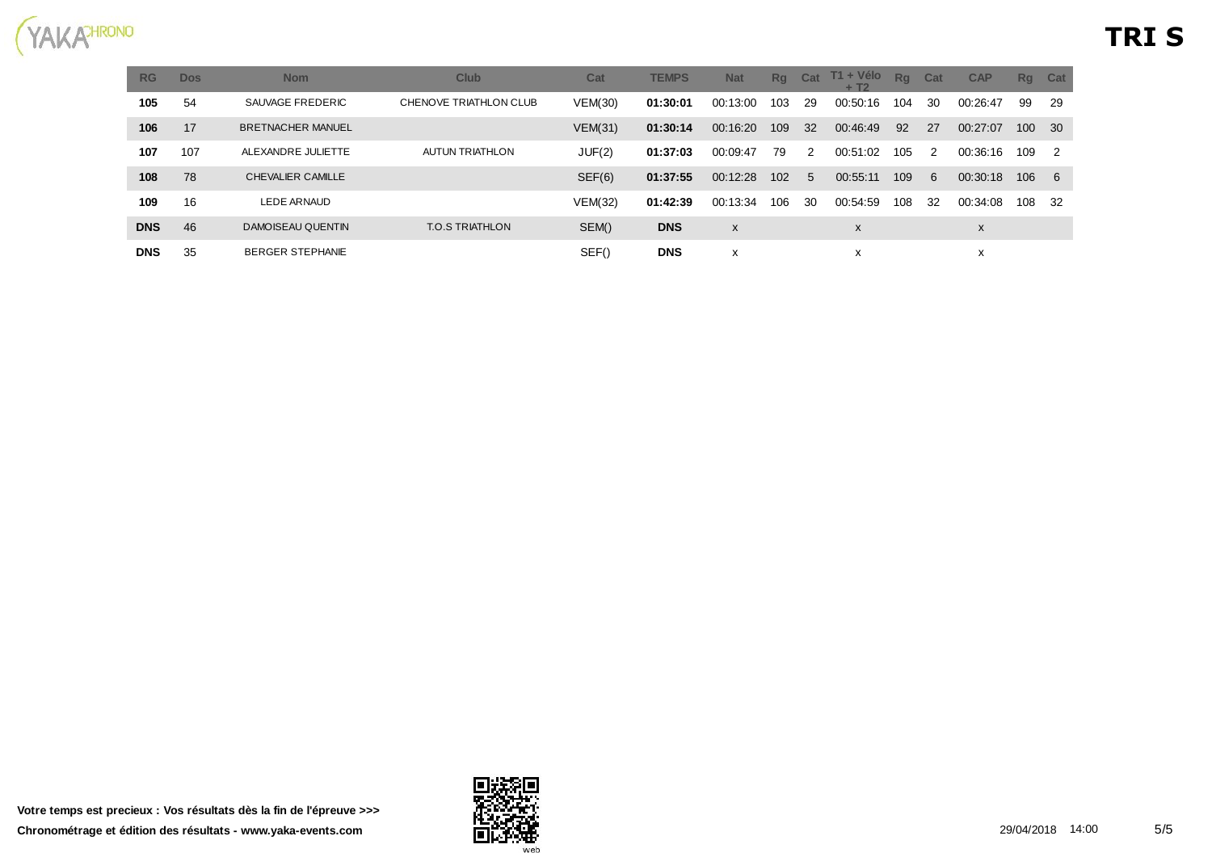# TRI S

| RG | Dos | Nom | Club | Cat | TEMPS | Nat | Rg | Cat | T1 + Vélo + T2 | Rg | Cat | CAP | Rg | Cat |
|---|---|---|---|---|---|---|---|---|---|---|---|---|---|---|
| **105** | 54 | SAUVAGE FREDERIC | CHENOVE TRIATHLON CLUB | VEM(30) | **01:30:01** | 00:13:00 | 103 | 29 | 00:50:16 | 104 | 30 | 00:26:47 | 99 | 29 |
| **106** | 17 | BRETNACHER MANUEL | | VEM(31) | **01:30:14** | 00:16:20 | 109 | 32 | 00:46:49 | 92 | 27 | 00:27:07 | 100 | 30 |
| **107** | 107 | ALEXANDRE JULIETTE | AUTUN TRIATHLON | JUF(2) | **01:37:03** | 00:09:47 | 79 | 2 | 00:51:02 | 105 | 2 | 00:36:16 | 109 | 2 |
| **108** | 78 | CHEVALIER CAMILLE | | SEF(6) | **01:37:55** | 00:12:28 | 102 | 5 | 00:55:11 | 109 | 6 | 00:30:18 | 106 | 6 |
| **109** | 16 | LEDE ARNAUD | | VEM(32) | **01:42:39** | 00:13:34 | 106 | 30 | 00:54:59 | 108 | 32 | 00:34:08 | 108 | 32 |
| **DNS** | 46 | DAMOISEAU QUENTIN | T.O.S TRIATHLON | SEM() | **DNS** | x | | | x | | | x | | |
| **DNS** | 35 | BERGER STEPHANIE | | SEF() | **DNS** | x | | | x | | | x | | |

**Votre temps est precieux : Vos résultats dès la fin de l'épreuve >>>**

**Chronométrage et édition des résultats - www.yaka-events.com**

web

29/04/2018 14:00